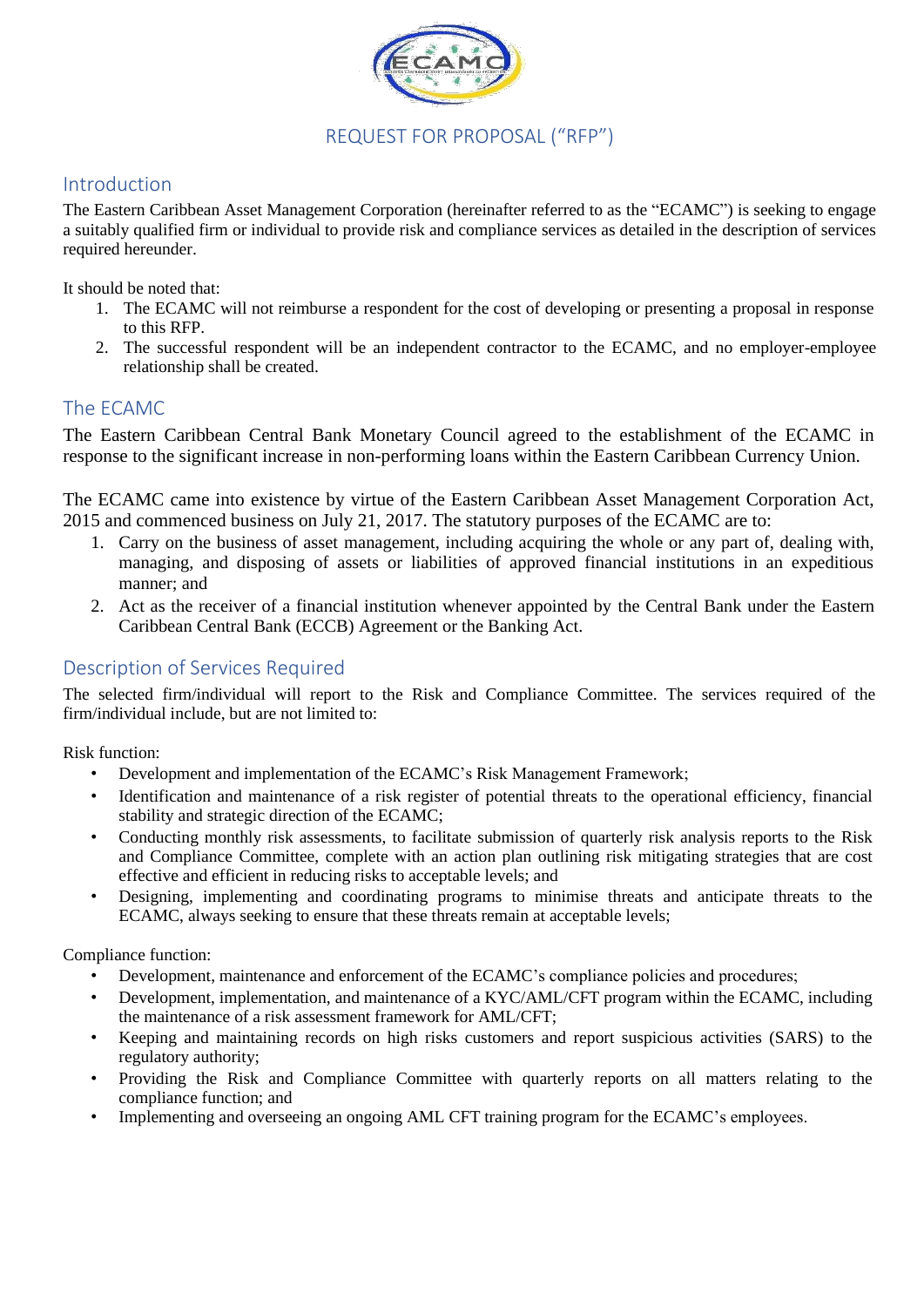# REQUEST FOR PROPOSAL ("RFP")

## Introduction

The Eastern Caribbean Asset Management Corporation (hereinafter referred to as the "ECAMC") is seeking to engage a suitably qualified firm or individual to provide risk and compliance services as detailed in the description of services required hereunder.

It should be noted that:

1. The ECAMC will not reimburse a respondent for the cost of developing or presenting a proposal in response to this RFP.
2. The successful respondent will be an independent contractor to the ECAMC, and no employer-employee relationship shall be created.

## The ECAMC

The Eastern Caribbean Central Bank Monetary Council agreed to the establishment of the ECAMC in response to the significant increase in non-performing loans within the Eastern Caribbean Currency Union.

The ECAMC came into existence by virtue of the Eastern Caribbean Asset Management Corporation Act, 2015 and commenced business on July 21, 2017. The statutory purposes of the ECAMC are to:

1. Carry on the business of asset management, including acquiring the whole or any part of, dealing with, managing, and disposing of assets or liabilities of approved financial institutions in an expeditious manner; and
2. Act as the receiver of a financial institution whenever appointed by the Central Bank under the Eastern Caribbean Central Bank (ECCB) Agreement or the Banking Act.

## Description of Services Required

The selected firm/individual will report to the Risk and Compliance Committee. The services required of the firm/individual include, but are not limited to:

Risk function:

- Development and implementation of the ECAMC's Risk Management Framework;
- Identification and maintenance of a risk register of potential threats to the operational efficiency, financial stability and strategic direction of the ECAMC;
- Conducting monthly risk assessments, to facilitate submission of quarterly risk analysis reports to the Risk and Compliance Committee, complete with an action plan outlining risk mitigating strategies that are cost effective and efficient in reducing risks to acceptable levels; and
- Designing, implementing and coordinating programs to minimise threats and anticipate threats to the ECAMC, always seeking to ensure that these threats remain at acceptable levels;

Compliance function:

- Development, maintenance and enforcement of the ECAMC's compliance policies and procedures;
- Development, implementation, and maintenance of a KYC/AML/CFT program within the ECAMC, including the maintenance of a risk assessment framework for AML/CFT;
- Keeping and maintaining records on high risks customers and report suspicious activities (SARS) to the regulatory authority;
- Providing the Risk and Compliance Committee with quarterly reports on all matters relating to the compliance function; and
- Implementing and overseeing an ongoing AML CFT training program for the ECAMC's employees.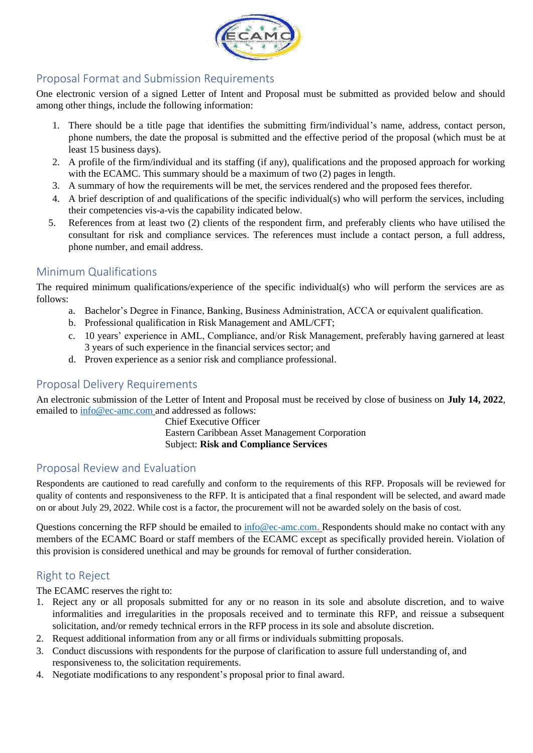## Proposal Format and Submission Requirements

One electronic version of a signed Letter of Intent and Proposal must be submitted as provided below and should among other things, include the following information:

1. There should be a title page that identifies the submitting firm/individual's name, address, contact person, phone numbers, the date the proposal is submitted and the effective period of the proposal (which must be at least 15 business days).
2. A profile of the firm/individual and its staffing (if any), qualifications and the proposed approach for working with the ECAMC. This summary should be a maximum of two (2) pages in length.
3. A summary of how the requirements will be met, the services rendered and the proposed fees therefor.
4. A brief description of and qualifications of the specific individual(s) who will perform the services, including their competencies vis-a-vis the capability indicated below.
5. References from at least two (2) clients of the respondent firm, and preferably clients who have utilised the consultant for risk and compliance services. The references must include a contact person, a full address, phone number, and email address.

## Minimum Qualifications

The required minimum qualifications/experience of the specific individual(s) who will perform the services are as follows:

a. Bachelor's Degree in Finance, Banking, Business Administration, ACCA or equivalent qualification.
b. Professional qualification in Risk Management and AML/CFT;
c. 10 years' experience in AML, Compliance, and/or Risk Management, preferably having garnered at least 3 years of such experience in the financial services sector; and
d. Proven experience as a senior risk and compliance professional.

## Proposal Delivery Requirements

An electronic submission of the Letter of Intent and Proposal must be received by close of business on **July 14, 2022**, emailed to info@ec-amc.com and addressed as follows:

Chief Executive Officer
Eastern Caribbean Asset Management Corporation
Subject: **Risk and Compliance Services**

## Proposal Review and Evaluation

Respondents are cautioned to read carefully and conform to the requirements of this RFP. Proposals will be reviewed for quality of contents and responsiveness to the RFP. It is anticipated that a final respondent will be selected, and award made on or about July 29, 2022. While cost is a factor, the procurement will not be awarded solely on the basis of cost.

Questions concerning the RFP should be emailed to info@ec-amc.com. Respondents should make no contact with any members of the ECAMC Board or staff members of the ECAMC except as specifically provided herein. Violation of this provision is considered unethical and may be grounds for removal of further consideration.

## Right to Reject

The ECAMC reserves the right to:

1. Reject any or all proposals submitted for any or no reason in its sole and absolute discretion, and to waive informalities and irregularities in the proposals received and to terminate this RFP, and reissue a subsequent solicitation, and/or remedy technical errors in the RFP process in its sole and absolute discretion.
2. Request additional information from any or all firms or individuals submitting proposals.
3. Conduct discussions with respondents for the purpose of clarification to assure full understanding of, and responsiveness to, the solicitation requirements.
4. Negotiate modifications to any respondent's proposal prior to final award.